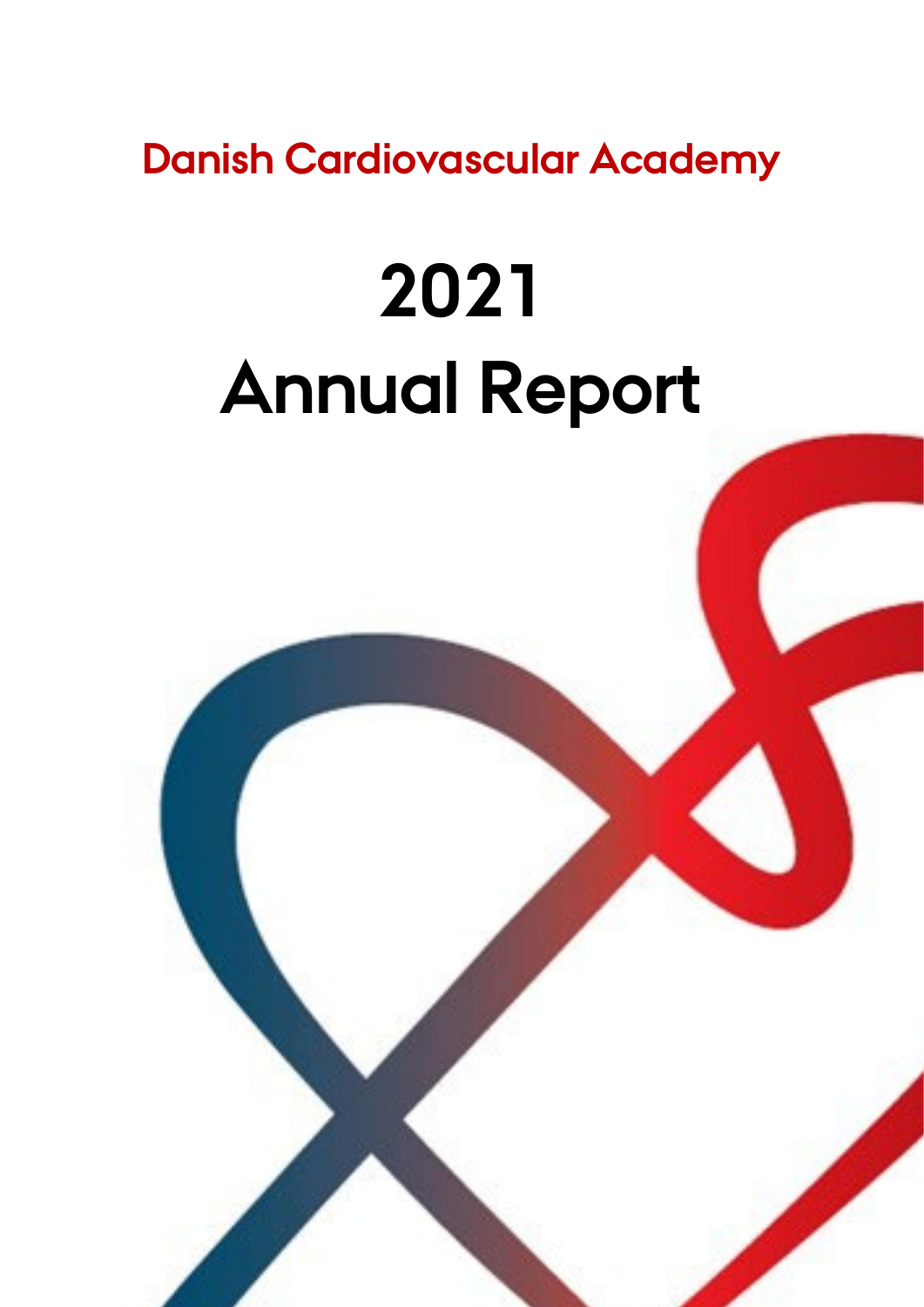Danish Cardiovascular Academy

# 2021
# Annual Report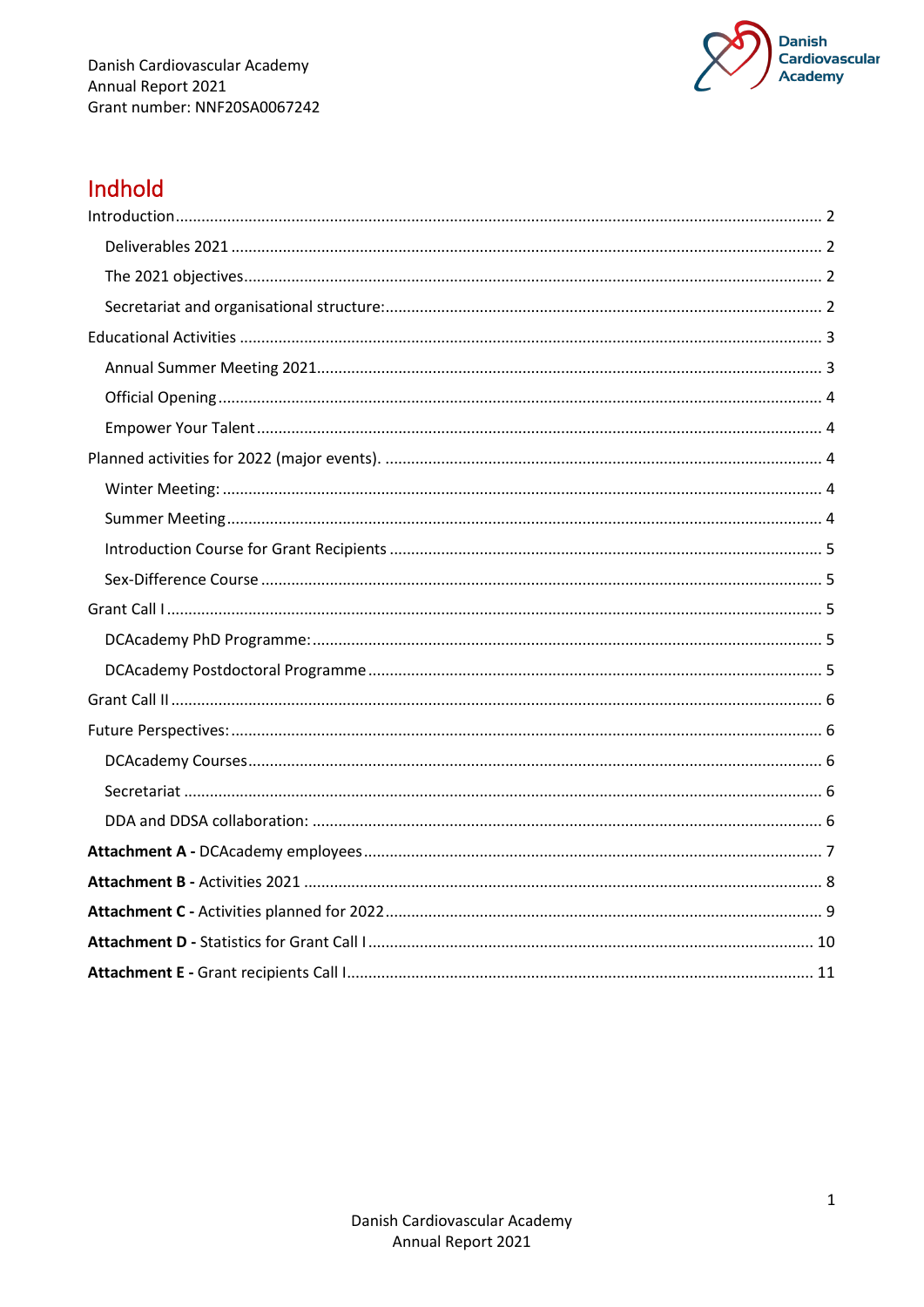# Indhold

Introduction ........................................................................................................................................ 2

- Deliverables 2021 ........................................................................................................................ 2
- The 2021 objectives ..................................................................................................................... 2
- Secretariat and organisational structure: ..................................................................................... 2

Educational Activities ......................................................................................................................... 3

- Annual Summer Meeting 2021 ..................................................................................................... 3
- Official Opening ............................................................................................................................ 4
- Empower Your Talent ................................................................................................................... 4

Planned activities for 2022 (major events). ...................................................................................... 4

- Winter Meeting: ........................................................................................................................... 4
- Summer Meeting .......................................................................................................................... 4
- Introduction Course for Grant Recipients .................................................................................... 5
- Sex-Difference Course .................................................................................................................. 5

Grant Call I ......................................................................................................................................... 5

- DCAcademy PhD Programme: ...................................................................................................... 5
- DCAcademy Postdoctoral Programme ......................................................................................... 5

Grant Call II ........................................................................................................................................ 6

Future Perspectives: ........................................................................................................................... 6

- DCAcademy Courses ..................................................................................................................... 6
- Secretariat .................................................................................................................................... 6
- DDA and DDSA collaboration: ...................................................................................................... 6

**Attachment A -** DCAcademy employees .......................................................................................... 7

**Attachment B -** Activities 2021 ......................................................................................................... 8

**Attachment C -** Activities planned for 2022 ...................................................................................... 9

**Attachment D -** Statistics for Grant Call I ........................................................................................ 10

**Attachment E -** Grant recipients Call I ............................................................................................. 11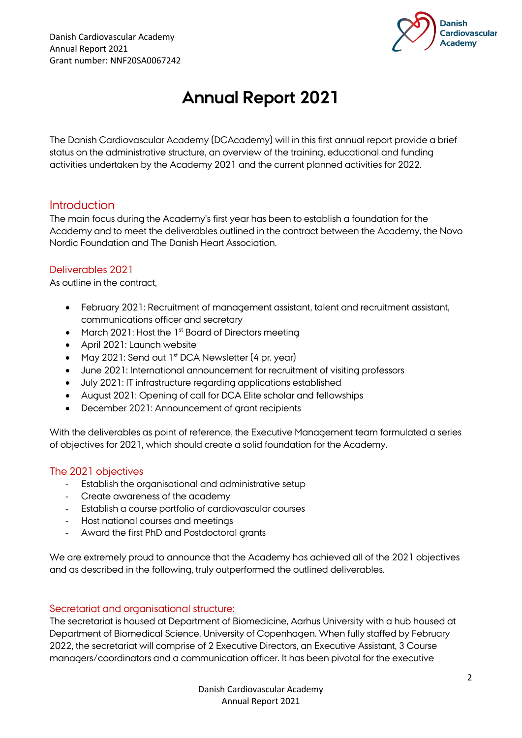# Annual Report 2021

The Danish Cardiovascular Academy (DCAcademy) will in this first annual report provide a brief status on the administrative structure, an overview of the training, educational and funding activities undertaken by the Academy 2021 and the current planned activities for 2022.

## Introduction

The main focus during the Academy's first year has been to establish a foundation for the Academy and to meet the deliverables outlined in the contract between the Academy, the Novo Nordisk Foundation and The Danish Heart Association.

### Deliverables 2021

As outline in the contract,

- February 2021: Recruitment of management assistant, talent and recruitment assistant, communications officer and secretary
- March 2021: Host the 1st Board of Directors meeting
- April 2021: Launch website
- May 2021: Send out 1st DCA Newsletter (4 pr. year)
- June 2021: International announcement for recruitment of visiting professors
- July 2021: IT infrastructure regarding applications established
- August 2021: Opening of call for DCA Elite scholar and fellowships
- December 2021: Announcement of grant recipients

With the deliverables as point of reference, the Executive Management team formulated a series of objectives for 2021, which should create a solid foundation for the Academy.

### The 2021 objectives

- Establish the organisational and administrative setup
- Create awareness of the academy
- Establish a course portfolio of cardiovascular courses
- Host national courses and meetings
- Award the first PhD and Postdoctoral grants

We are extremely proud to announce that the Academy has achieved all of the 2021 objectives and as described in the following, truly outperformed the outlined deliverables.

### Secretariat and organisational structure:

The secretariat is housed at Department of Biomedicine, Aarhus University with a hub housed at Department of Biomedical Science, University of Copenhagen. When fully staffed by February 2022, the secretariat will comprise of 2 Executive Directors, an Executive Assistant, 3 Course managers/coordinators and a communication officer. It has been pivotal for the executive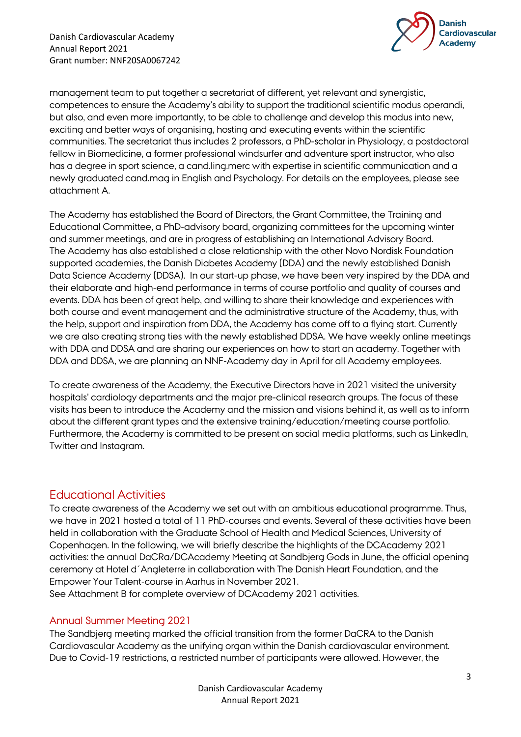management team to put together a secretariat of different, yet relevant and synergistic, competences to ensure the Academy's ability to support the traditional scientific modus operandi, but also, and even more importantly, to be able to challenge and develop this modus into new, exciting and better ways of organising, hosting and executing events within the scientific communities. The secretariat thus includes 2 professors, a PhD-scholar in Physiology, a postdoctoral fellow in Biomedicine, a former professional windsurfer and adventure sport instructor, who also has a degree in sport science, a cand.ling.merc with expertise in scientific communication and a newly graduated cand.mag in English and Psychology. For details on the employees, please see attachment A.

The Academy has established the Board of Directors, the Grant Committee, the Training and Educational Committee, a PhD-advisory board, organizing committees for the upcoming winter and summer meetings, and are in progress of establishing an International Advisory Board. The Academy has also established a close relationship with the other Novo Nordisk Foundation supported academies, the Danish Diabetes Academy (DDA) and the newly established Danish Data Science Academy (DDSA). In our start-up phase, we have been very inspired by the DDA and their elaborate and high-end performance in terms of course portfolio and quality of courses and events. DDA has been of great help, and willing to share their knowledge and experiences with both course and event management and the administrative structure of the Academy, thus, with the help, support and inspiration from DDA, the Academy has come off to a flying start. Currently we are also creating strong ties with the newly established DDSA. We have weekly online meetings with DDA and DDSA and are sharing our experiences on how to start an academy. Together with DDA and DDSA, we are planning an NNF-Academy day in April for all Academy employees.

To create awareness of the Academy, the Executive Directors have in 2021 visited the university hospitals' cardiology departments and the major pre-clinical research groups. The focus of these visits has been to introduce the Academy and the mission and visions behind it, as well as to inform about the different grant types and the extensive training/education/meeting course portfolio. Furthermore, the Academy is committed to be present on social media platforms, such as LinkedIn, Twitter and Instagram.

## Educational Activities

To create awareness of the Academy we set out with an ambitious educational programme. Thus, we have in 2021 hosted a total of 11 PhD-courses and events. Several of these activities have been held in collaboration with the Graduate School of Health and Medical Sciences, University of Copenhagen. In the following, we will briefly describe the highlights of the DCAcademy 2021 activities: the annual DaCRa/DCAcademy Meeting at Sandbjerg Gods in June, the official opening ceremony at Hotel d´Angleterre in collaboration with The Danish Heart Foundation, and the Empower Your Talent-course in Aarhus in November 2021.
See Attachment B for complete overview of DCAcademy 2021 activities.

### Annual Summer Meeting 2021

The Sandbjerg meeting marked the official transition from the former DaCRA to the Danish Cardiovascular Academy as the unifying organ within the Danish cardiovascular environment. Due to Covid-19 restrictions, a restricted number of participants were allowed. However, the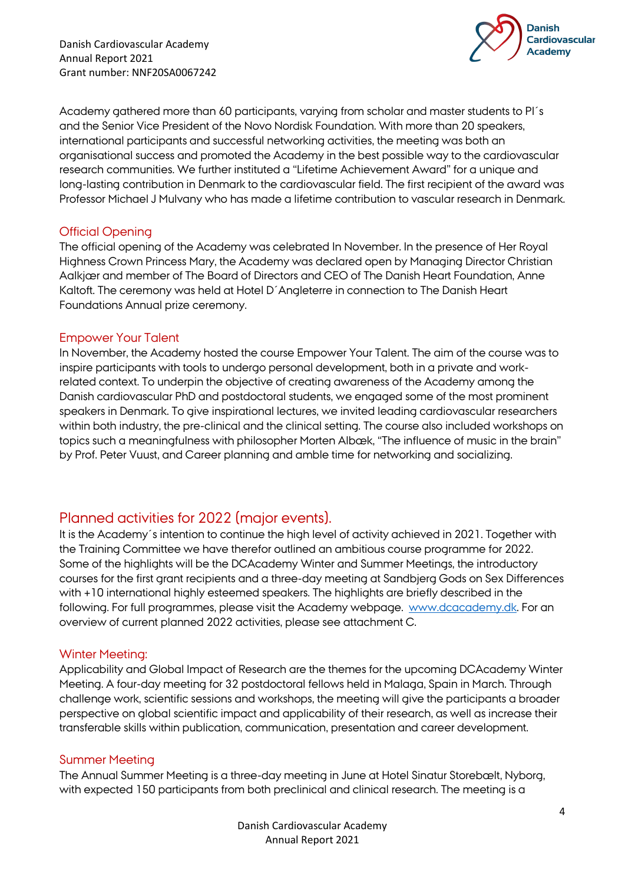Academy gathered more than 60 participants, varying from scholar and master students to PI´s and the Senior Vice President of the Novo Nordisk Foundation. With more than 20 speakers, international participants and successful networking activities, the meeting was both an organisational success and promoted the Academy in the best possible way to the cardiovascular research communities. We further instituted a "Lifetime Achievement Award" for a unique and long-lasting contribution in Denmark to the cardiovascular field. The first recipient of the award was Professor Michael J Mulvany who has made a lifetime contribution to vascular research in Denmark.

### Official Opening

The official opening of the Academy was celebrated In November. In the presence of Her Royal Highness Crown Princess Mary, the Academy was declared open by Managing Director Christian Aalkjær and member of The Board of Directors and CEO of The Danish Heart Foundation, Anne Kaltoft. The ceremony was held at Hotel D´Angleterre in connection to The Danish Heart Foundations Annual prize ceremony.

### Empower Your Talent

In November, the Academy hosted the course Empower Your Talent. The aim of the course was to inspire participants with tools to undergo personal development, both in a private and work-related context. To underpin the objective of creating awareness of the Academy among the Danish cardiovascular PhD and postdoctoral students, we engaged some of the most prominent speakers in Denmark. To give inspirational lectures, we invited leading cardiovascular researchers within both industry, the pre-clinical and the clinical setting. The course also included workshops on topics such a meaningfulness with philosopher Morten Albæk, "The influence of music in the brain" by Prof. Peter Vuust, and Career planning and amble time for networking and socializing.

## Planned activities for 2022 (major events).

It is the Academy´s intention to continue the high level of activity achieved in 2021. Together with the Training Committee we have therefor outlined an ambitious course programme for 2022. Some of the highlights will be the DCAcademy Winter and Summer Meetings, the introductory courses for the first grant recipients and a three-day meeting at Sandbjerg Gods on Sex Differences with +10 international highly esteemed speakers. The highlights are briefly described in the following. For full programmes, please visit the Academy webpage. www.dcacademy.dk. For an overview of current planned 2022 activities, please see attachment C.

### Winter Meeting:

Applicability and Global Impact of Research are the themes for the upcoming DCAcademy Winter Meeting. A four-day meeting for 32 postdoctoral fellows held in Malaga, Spain in March. Through challenge work, scientific sessions and workshops, the meeting will give the participants a broader perspective on global scientific impact and applicability of their research, as well as increase their transferable skills within publication, communication, presentation and career development.

### Summer Meeting

The Annual Summer Meeting is a three-day meeting in June at Hotel Sinatur Storebælt, Nyborg, with expected 150 participants from both preclinical and clinical research. The meeting is a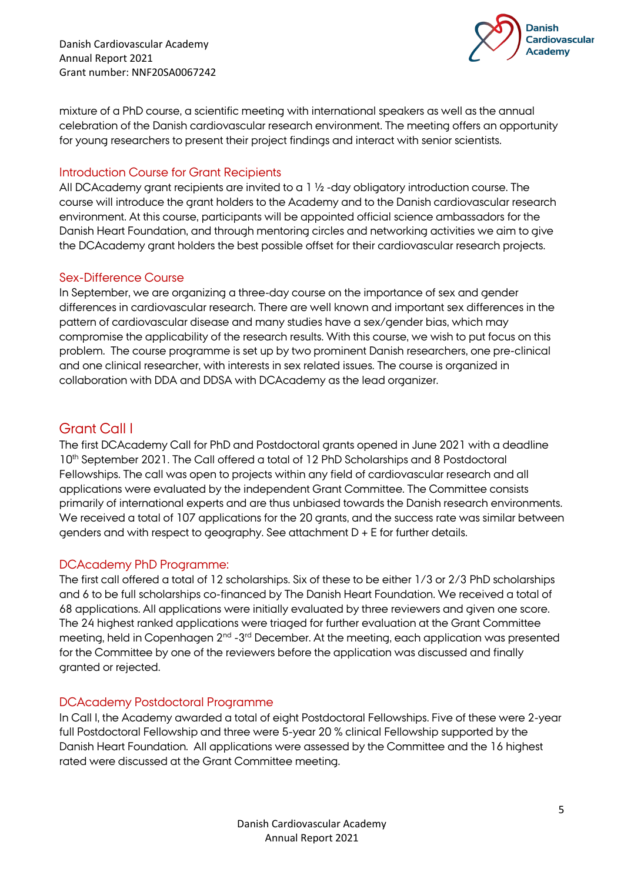mixture of a PhD course, a scientific meeting with international speakers as well as the annual celebration of the Danish cardiovascular research environment. The meeting offers an opportunity for young researchers to present their project findings and interact with senior scientists.

### Introduction Course for Grant Recipients

All DCAcademy grant recipients are invited to a 1 ½ -day obligatory introduction course. The course will introduce the grant holders to the Academy and to the Danish cardiovascular research environment. At this course, participants will be appointed official science ambassadors for the Danish Heart Foundation, and through mentoring circles and networking activities we aim to give the DCAcademy grant holders the best possible offset for their cardiovascular research projects.

### Sex-Difference Course

In September, we are organizing a three-day course on the importance of sex and gender differences in cardiovascular research. There are well known and important sex differences in the pattern of cardiovascular disease and many studies have a sex/gender bias, which may compromise the applicability of the research results. With this course, we wish to put focus on this problem. The course programme is set up by two prominent Danish researchers, one pre-clinical and one clinical researcher, with interests in sex related issues. The course is organized in collaboration with DDA and DDSA with DCAcademy as the lead organizer.

## Grant Call I

The first DCAcademy Call for PhD and Postdoctoral grants opened in June 2021 with a deadline 10th September 2021. The Call offered a total of 12 PhD Scholarships and 8 Postdoctoral Fellowships. The call was open to projects within any field of cardiovascular research and all applications were evaluated by the independent Grant Committee. The Committee consists primarily of international experts and are thus unbiased towards the Danish research environments. We received a total of 107 applications for the 20 grants, and the success rate was similar between genders and with respect to geography. See attachment D + E for further details.

### DCAcademy PhD Programme:

The first call offered a total of 12 scholarships. Six of these to be either 1/3 or 2/3 PhD scholarships and 6 to be full scholarships co-financed by The Danish Heart Foundation. We received a total of 68 applications. All applications were initially evaluated by three reviewers and given one score. The 24 highest ranked applications were triaged for further evaluation at the Grant Committee meeting, held in Copenhagen 2nd -3rd December. At the meeting, each application was presented for the Committee by one of the reviewers before the application was discussed and finally granted or rejected.

### DCAcademy Postdoctoral Programme

In Call I, the Academy awarded a total of eight Postdoctoral Fellowships. Five of these were 2-year full Postdoctoral Fellowship and three were 5-year 20 % clinical Fellowship supported by the Danish Heart Foundation. All applications were assessed by the Committee and the 16 highest rated were discussed at the Grant Committee meeting.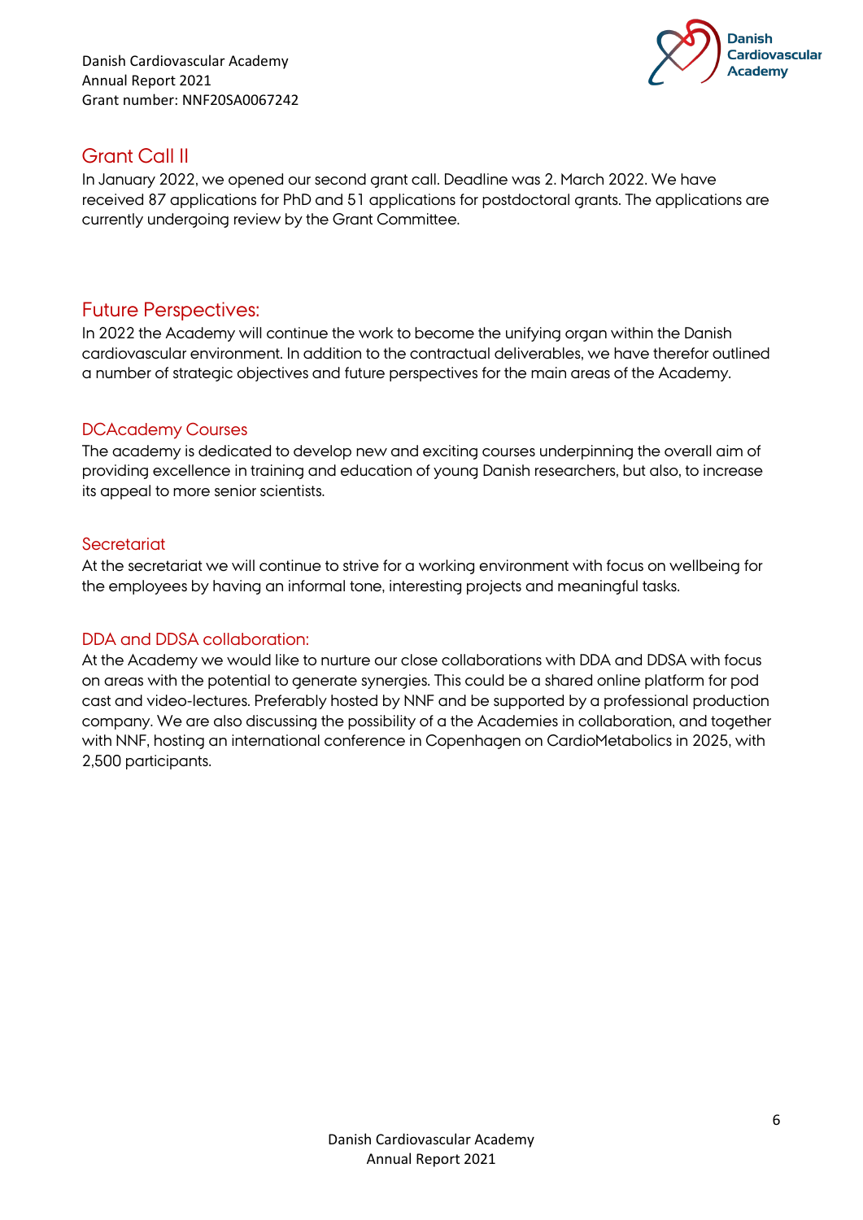## Grant Call II

In January 2022, we opened our second grant call. Deadline was 2. March 2022. We have received 87 applications for PhD and 51 applications for postdoctoral grants. The applications are currently undergoing review by the Grant Committee.

## Future Perspectives:

In 2022 the Academy will continue the work to become the unifying organ within the Danish cardiovascular environment. In addition to the contractual deliverables, we have therefor outlined a number of strategic objectives and future perspectives for the main areas of the Academy.

### DCAcademy Courses

The academy is dedicated to develop new and exciting courses underpinning the overall aim of providing excellence in training and education of young Danish researchers, but also, to increase its appeal to more senior scientists.

### Secretariat

At the secretariat we will continue to strive for a working environment with focus on wellbeing for the employees by having an informal tone, interesting projects and meaningful tasks.

### DDA and DDSA collaboration:

At the Academy we would like to nurture our close collaborations with DDA and DDSA with focus on areas with the potential to generate synergies. This could be a shared online platform for pod cast and video-lectures. Preferably hosted by NNF and be supported by a professional production company. We are also discussing the possibility of a the Academies in collaboration, and together with NNF, hosting an international conference in Copenhagen on CardioMetabolics in 2025, with 2,500 participants.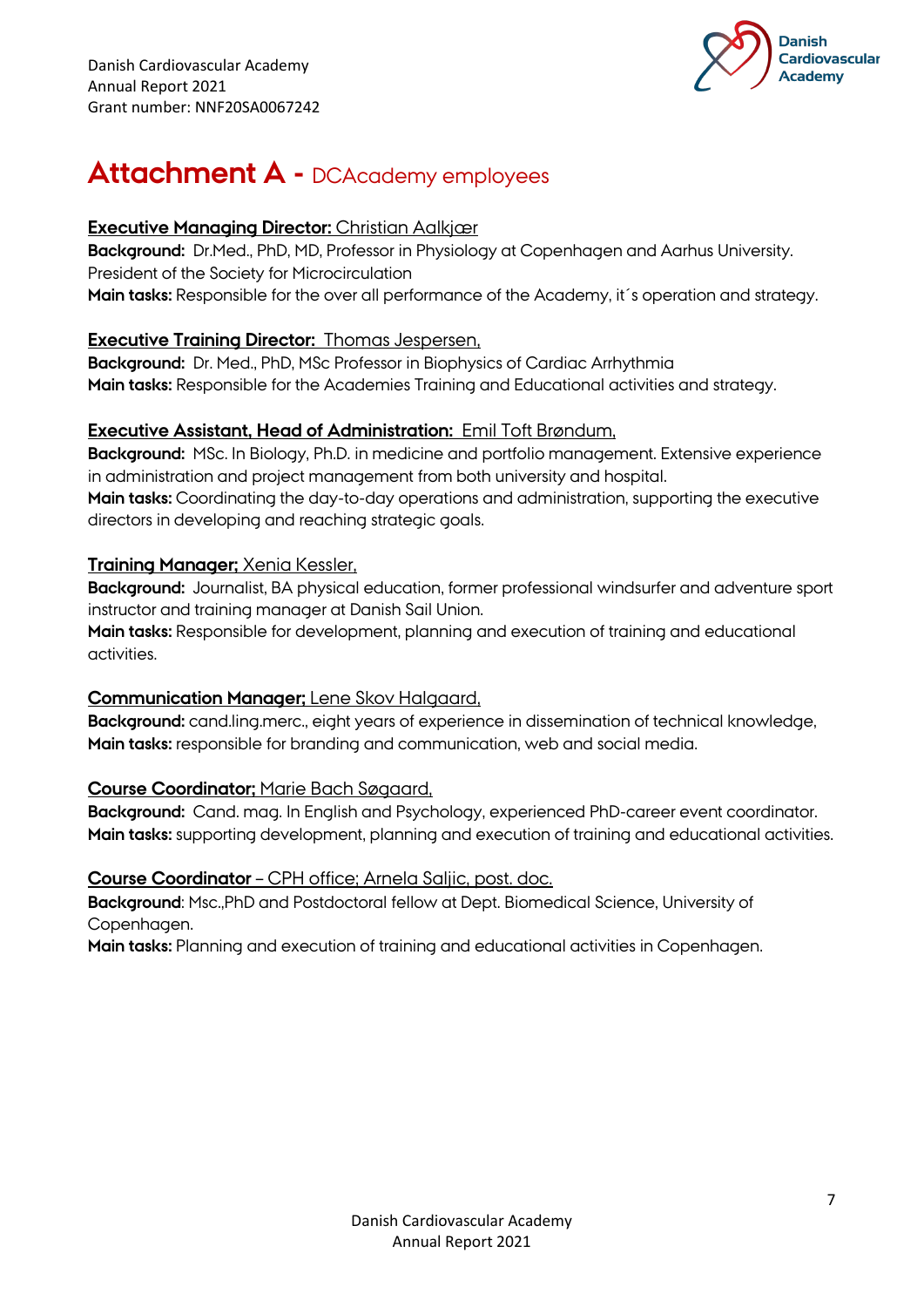# Attachment A - DCAcademy employees

**Executive Managing Director:** Christian Aalkjær
**Background:** Dr.Med., PhD, MD, Professor in Physiology at Copenhagen and Aarhus University. President of the Society for Microcirculation
**Main tasks:** Responsible for the over all performance of the Academy, it´s operation and strategy.

**Executive Training Director:** Thomas Jespersen,
**Background:** Dr. Med., PhD, MSc Professor in Biophysics of Cardiac Arrhythmia
**Main tasks:** Responsible for the Academies Training and Educational activities and strategy.

**Executive Assistant, Head of Administration:** Emil Toft Brøndum,
**Background:** MSc. In Biology, Ph.D. in medicine and portfolio management. Extensive experience in administration and project management from both university and hospital.
**Main tasks:** Coordinating the day-to-day operations and administration, supporting the executive directors in developing and reaching strategic goals.

**Training Manager;** Xenia Kessler,
**Background:** Journalist, BA physical education, former professional windsurfer and adventure sport instructor and training manager at Danish Sail Union.
**Main tasks:** Responsible for development, planning and execution of training and educational activities.

**Communication Manager;** Lene Skov Halgaard,
**Background:** cand.ling.merc., eight years of experience in dissemination of technical knowledge,
**Main tasks:** responsible for branding and communication, web and social media.

**Course Coordinator;** Marie Bach Søgaard,
**Background:** Cand. mag. In English and Psychology, experienced PhD-career event coordinator.
**Main tasks:** supporting development, planning and execution of training and educational activities.

**Course Coordinator** – CPH office; Arnela Saljic, post. doc.
**Background**: Msc.,PhD and Postdoctoral fellow at Dept. Biomedical Science, University of Copenhagen.
**Main tasks:** Planning and execution of training and educational activities in Copenhagen.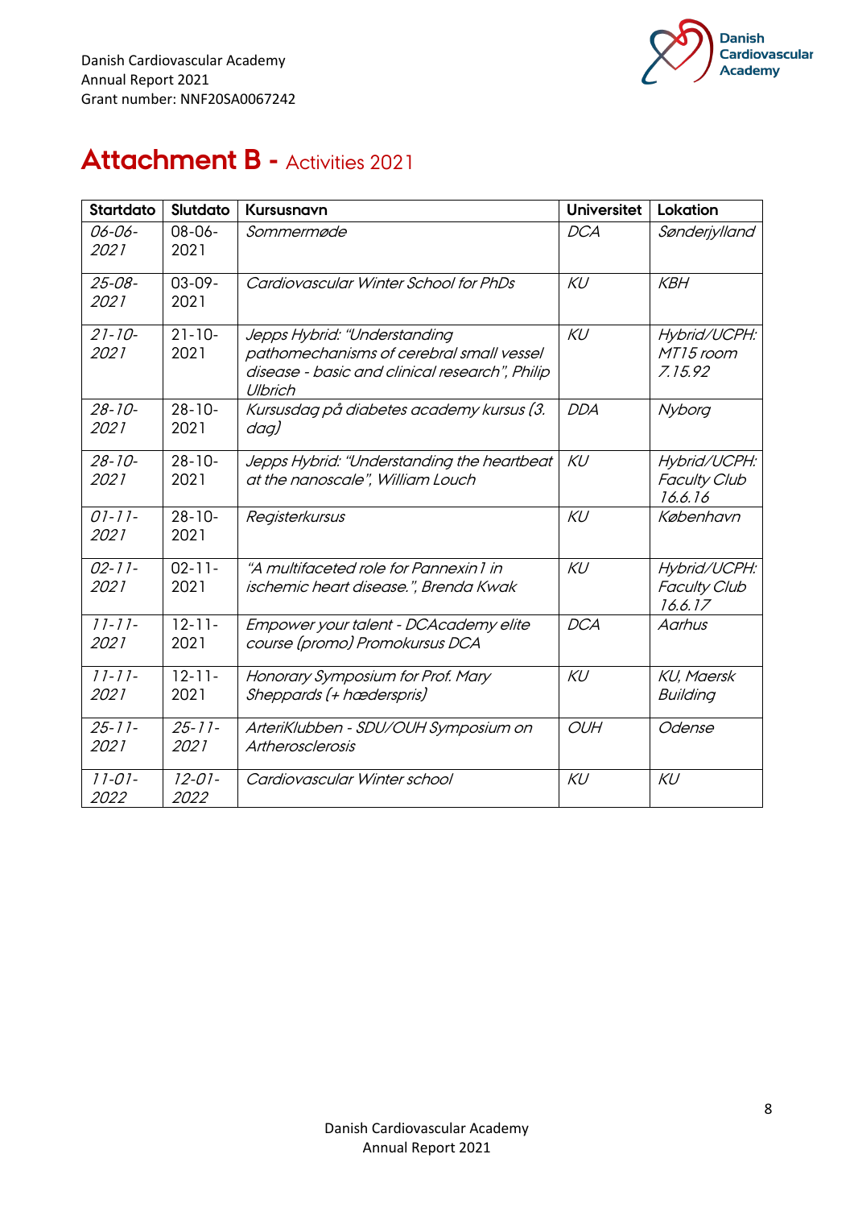# **Attachment B -** Activities 2021

| Startdato | Slutdato | Kursusnavn | Universitet | Lokation |
|---|---|---|---|---|
| *06-06-2021* | 08-06-2021 | *Sommermøde* | *DCA* | *Sønderjylland* |
| *25-08-2021* | 03-09-2021 | *Cardiovascular Winter School for PhDs* | *KU* | *KBH* |
| *21-10-2021* | 21-10-2021 | *Jepps Hybrid: "Understanding pathomechanisms of cerebral small vessel disease - basic and clinical research", Philip Ulbrich* | *KU* | *Hybrid/UCPH: MT15 room 7.15.92* |
| *28-10-2021* | 28-10-2021 | *Kursusdag på diabetes academy kursus (3. dag)* | *DDA* | *Nyborg* |
| *28-10-2021* | 28-10-2021 | *Jepps Hybrid: "Understanding the heartbeat at the nanoscale", William Louch* | *KU* | *Hybrid/UCPH: Faculty Club 16.6.16* |
| *01-11-2021* | 28-10-2021 | *Registerkursus* | *KU* | *København* |
| *02-11-2021* | 02-11-2021 | *"A multifaceted role for Pannexin1 in ischemic heart disease.", Brenda Kwak* | *KU* | *Hybrid/UCPH: Faculty Club 16.6.17* |
| *11-11-2021* | 12-11-2021 | *Empower your talent - DCAcademy elite course (promo) Promokursus DCA* | *DCA* | *Aarhus* |
| *11-11-2021* | 12-11-2021 | *Honorary Symposium for Prof. Mary Sheppards (+ hæderspris)* | *KU* | *KU, Maersk Building* |
| *25-11-2021* | *25-11-2021* | *ArteriKlubben - SDU/OUH Symposium on Artherosclerosis* | *OUH* | *Odense* |
| *11-01-2022* | *12-01-2022* | *Cardiovascular Winter school* | *KU* | *KU* |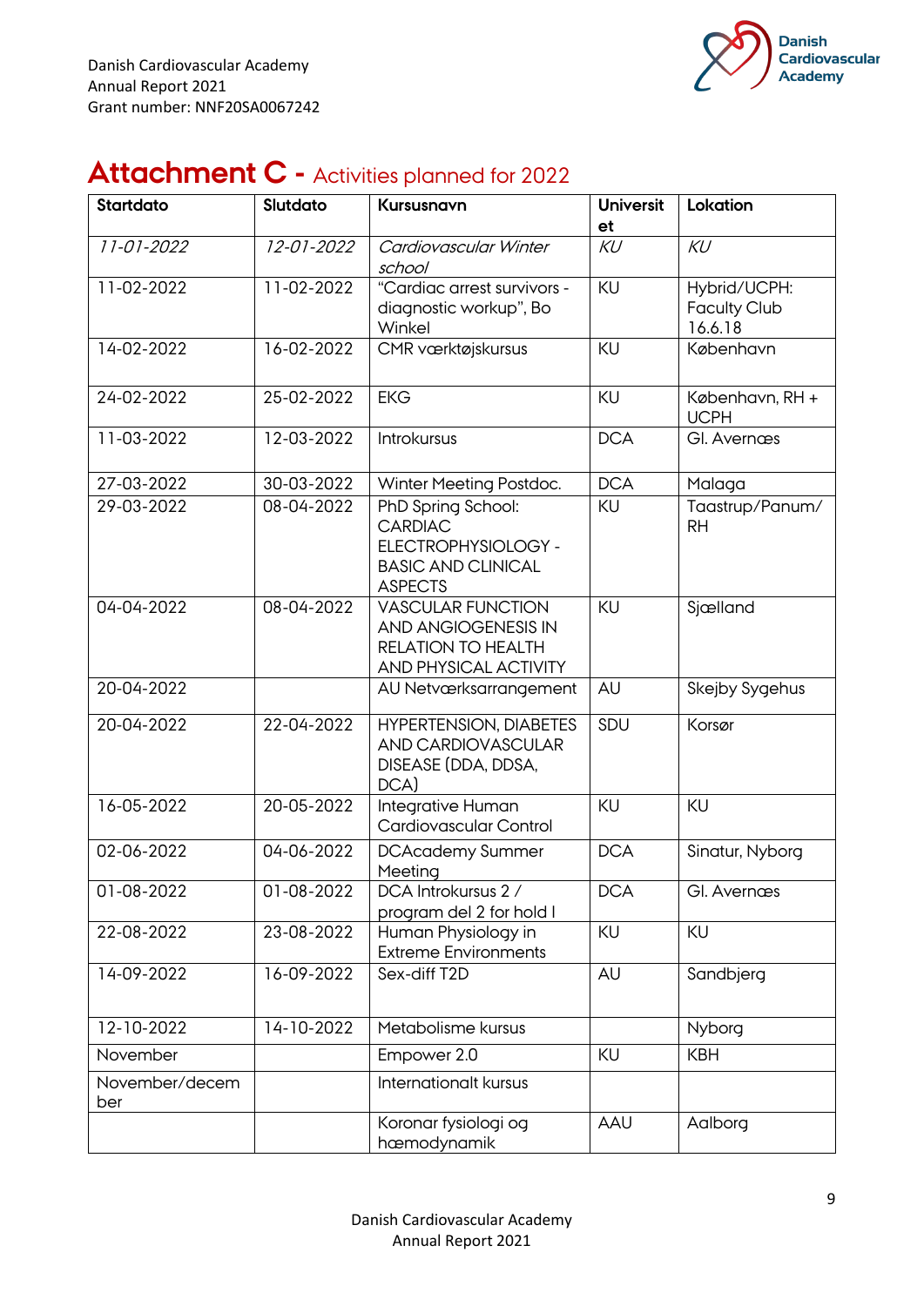# **Attachment C** - Activities planned for 2022

| Startdato | Slutdato | Kursusnavn | Universitet | Lokation |
|---|---|---|---|---|
| *11-01-2022* | *12-01-2022* | *Cardiovascular Winter school* | *KU* | *KU* |
| 11-02-2022 | 11-02-2022 | "Cardiac arrest survivors - diagnostic workup", Bo Winkel | KU | Hybrid/UCPH: Faculty Club 16.6.18 |
| 14-02-2022 | 16-02-2022 | CMR værktøjskursus | KU | København |
| 24-02-2022 | 25-02-2022 | EKG | KU | København, RH + UCPH |
| 11-03-2022 | 12-03-2022 | Introkursus | DCA | Gl. Avernæs |
| 27-03-2022 | 30-03-2022 | Winter Meeting Postdoc. | DCA | Malaga |
| 29-03-2022 | 08-04-2022 | PhD Spring School: CARDIAC ELECTROPHYSIOLOGY - BASIC AND CLINICAL ASPECTS | KU | Taastrup/Panum/RH |
| 04-04-2022 | 08-04-2022 | VASCULAR FUNCTION AND ANGIOGENESIS IN RELATION TO HEALTH AND PHYSICAL ACTIVITY | KU | Sjælland |
| 20-04-2022 | | AU Netværksarrangement | AU | Skejby Sygehus |
| 20-04-2022 | 22-04-2022 | HYPERTENSION, DIABETES AND CARDIOVASCULAR DISEASE (DDA, DDSA, DCA) | SDU | Korsør |
| 16-05-2022 | 20-05-2022 | Integrative Human Cardiovascular Control | KU | KU |
| 02-06-2022 | 04-06-2022 | DCAcademy Summer Meeting | DCA | Sinatur, Nyborg |
| 01-08-2022 | 01-08-2022 | DCA Introkursus 2 / program del 2 for hold I | DCA | Gl. Avernæs |
| 22-08-2022 | 23-08-2022 | Human Physiology in Extreme Environments | KU | KU |
| 14-09-2022 | 16-09-2022 | Sex-diff T2D | AU | Sandbjerg |
| 12-10-2022 | 14-10-2022 | Metabolisme kursus | | Nyborg |
| November | | Empower 2.0 | KU | KBH |
| November/december | | Internationalt kursus | | |
| | | Koronar fysiologi og hæmodynamik | AAU | Aalborg |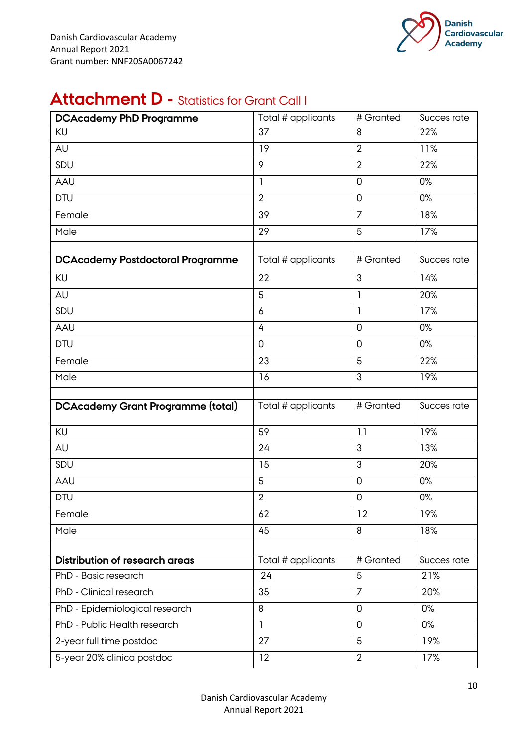# Attachment D - Statistics for Grant Call I

| DCAcademy PhD Programme | Total # applicants | # Granted | Succes rate |
|---|---|---|---|
| KU | 37 | 8 | 22% |
| AU | 19 | 2 | 11% |
| SDU | 9 | 2 | 22% |
| AAU | 1 | 0 | 0% |
| DTU | 2 | 0 | 0% |
| Female | 39 | 7 | 18% |
| Male | 29 | 5 | 17% |
| | | | |
| **DCAcademy Postdoctoral Programme** | Total # applicants | # Granted | Succes rate |
| KU | 22 | 3 | 14% |
| AU | 5 | 1 | 20% |
| SDU | 6 | 1 | 17% |
| AAU | 4 | 0 | 0% |
| DTU | 0 | 0 | 0% |
| Female | 23 | 5 | 22% |
| Male | 16 | 3 | 19% |
| | | | |
| **DCAcademy Grant Programme (total)** | Total # applicants | # Granted | Succes rate |
| KU | 59 | 11 | 19% |
| AU | 24 | 3 | 13% |
| SDU | 15 | 3 | 20% |
| AAU | 5 | 0 | 0% |
| DTU | 2 | 0 | 0% |
| Female | 62 | 12 | 19% |
| Male | 45 | 8 | 18% |
| | | | |
| **Distribution of research areas** | Total # applicants | # Granted | Succes rate |
| PhD - Basic research | 24 | 5 | 21% |
| PhD - Clinical research | 35 | 7 | 20% |
| PhD - Epidemiological research | 8 | 0 | 0% |
| PhD - Public Health research | 1 | 0 | 0% |
| 2-year full time postdoc | 27 | 5 | 19% |
| 5-year 20% clinica postdoc | 12 | 2 | 17% |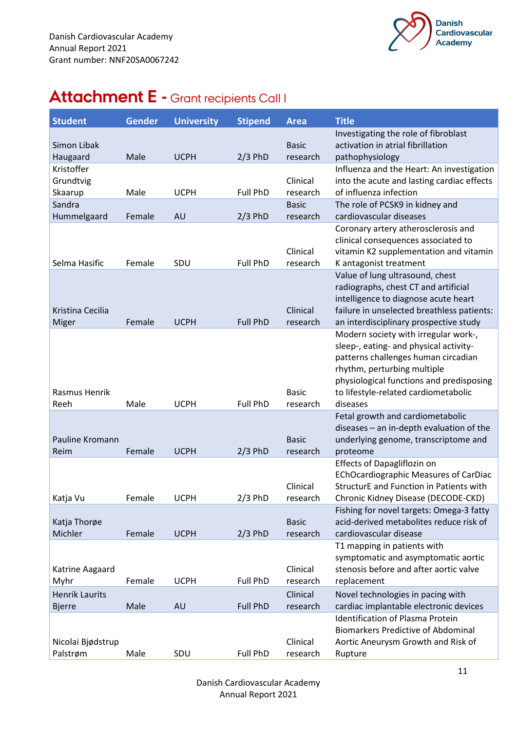# Attachment E - Grant recipients Call I

| Student | Gender | University | Stipend | Area | Title |
|---|---|---|---|---|---|
| Simon Libak Haugaard | Male | UCPH | 2/3 PhD | Basic research | Investigating the role of fibroblast activation in atrial fibrillation pathophysiology |
| Kristoffer Grundtvig Skaarup | Male | UCPH | Full PhD | Clinical research | Influenza and the Heart: An investigation into the acute and lasting cardiac effects of influenza infection |
| Sandra Hummelgaard | Female | AU | 2/3 PhD | Basic research | The role of PCSK9 in kidney and cardiovascular diseases |
| Selma Hasific | Female | SDU | Full PhD | Clinical research | Coronary artery atherosclerosis and clinical consequences associated to vitamin K2 supplementation and vitamin K antagonist treatment |
| Kristina Cecilia Miger | Female | UCPH | Full PhD | Clinical research | Value of lung ultrasound, chest radiographs, chest CT and artificial intelligence to diagnose acute heart failure in unselected breathless patients: an interdisciplinary prospective study |
| Rasmus Henrik Reeh | Male | UCPH | Full PhD | Basic research | Modern society with irregular work-, sleep-, eating- and physical activity-patterns challenges human circadian rhythm, perturbing multiple physiological functions and predisposing to lifestyle-related cardiometabolic diseases |
| Pauline Kromann Reim | Female | UCPH | 2/3 PhD | Basic research | Fetal growth and cardiometabolic diseases – an in-depth evaluation of the underlying genome, transcriptome and proteome |
| Katja Vu | Female | UCPH | 2/3 PhD | Clinical research | Effects of Dapagliflozin on EChOcardiographic Measures of CarDiac StructurE and Function in Patients with Chronic Kidney Disease (DECODE-CKD) |
| Katja Thorøe Michler | Female | UCPH | 2/3 PhD | Basic research | Fishing for novel targets: Omega-3 fatty acid-derived metabolites reduce risk of cardiovascular disease |
| Katrine Aagaard Myhr | Female | UCPH | Full PhD | Clinical research | T1 mapping in patients with symptomatic and asymptomatic aortic stenosis before and after aortic valve replacement |
| Henrik Laurits Bjerre | Male | AU | Full PhD | Clinical research | Novel technologies in pacing with cardiac implantable electronic devices |
| Nicolai Bjødstrup Palstrøm | Male | SDU | Full PhD | Clinical research | Identification of Plasma Protein Biomarkers Predictive of Abdominal Aortic Aneurysm Growth and Risk of Rupture |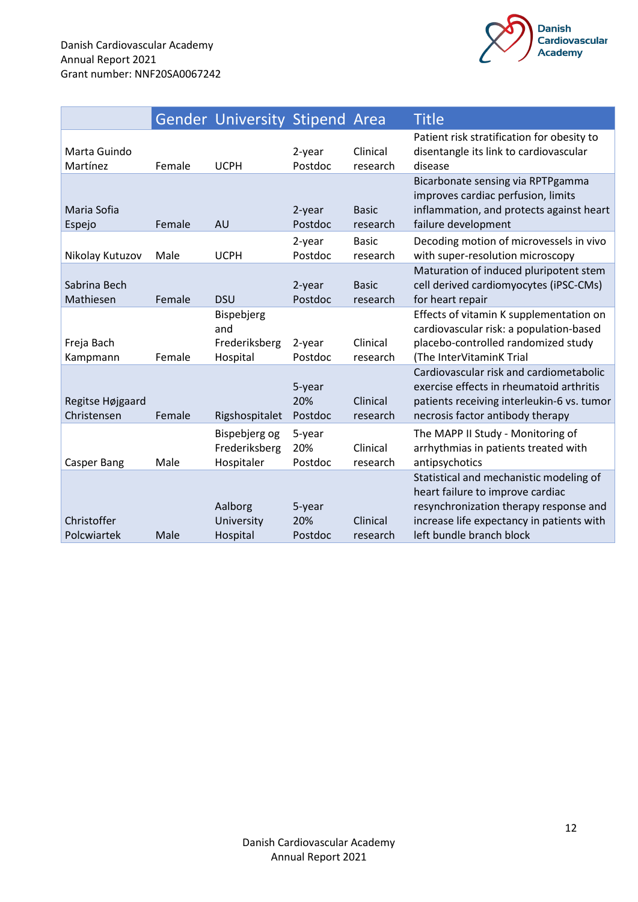| | Gender | University | Stipend | Area | Title |
|---|---|---|---|---|---|
| Marta Guindo Martínez | Female | UCPH | 2-year Postdoc | Clinical research | Patient risk stratification for obesity to disentangle its link to cardiovascular disease |
| Maria Sofia Espejo | Female | AU | 2-year Postdoc | Basic research | Bicarbonate sensing via RPTPgamma improves cardiac perfusion, limits inflammation, and protects against heart failure development |
| Nikolay Kutuzov | Male | UCPH | 2-year Postdoc | Basic research | Decoding motion of microvessels in vivo with super-resolution microscopy |
| Sabrina Bech Mathiesen | Female | DSU | 2-year Postdoc | Basic research | Maturation of induced pluripotent stem cell derived cardiomyocytes (iPSC-CMs) for heart repair |
| Freja Bach Kampmann | Female | Bispebjerg and Frederiksberg Hospital | 2-year Postdoc | Clinical research | Effects of vitamin K supplementation on cardiovascular risk: a population-based placebo-controlled randomized study (The InterVitaminK Trial |
| Regitse Højgaard Christensen | Female | Rigshospitalet | 5-year 20% Postdoc | Clinical research | Cardiovascular risk and cardiometabolic exercise effects in rheumatoid arthritis patients receiving interleukin-6 vs. tumor necrosis factor antibody therapy |
| Casper Bang | Male | Bispebjerg og Frederiksberg Hospitaler | 5-year 20% Postdoc | Clinical research | The MAPP II Study - Monitoring of arrhythmias in patients treated with antipsychotics |
| Christoffer Polcwiartek | Male | Aalborg University Hospital | 5-year 20% Postdoc | Clinical research | Statistical and mechanistic modeling of heart failure to improve cardiac resynchronization therapy response and increase life expectancy in patients with left bundle branch block |